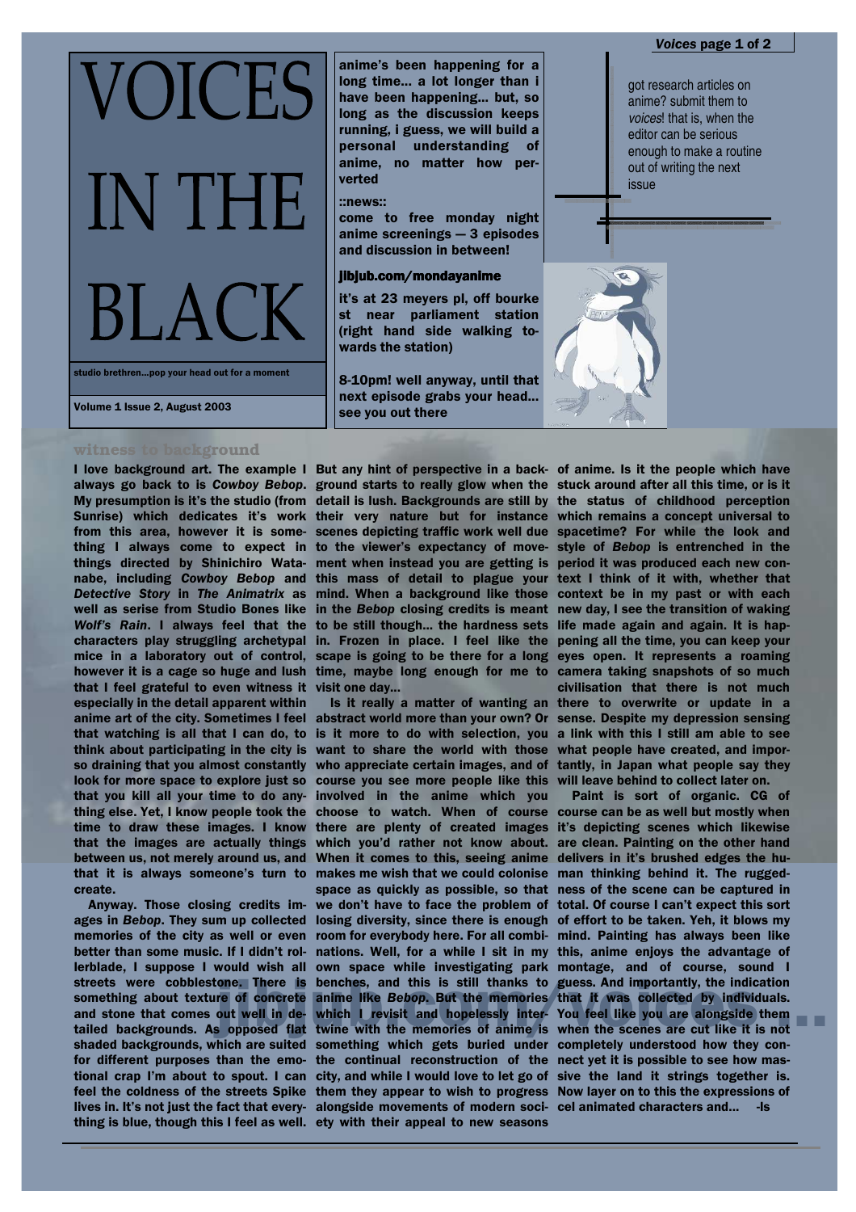# VOICES IN THE BLACK

studio brethren...pop your head out for a moment

Volume 1 Issue 2, August 2003

**anime's been happening for a long time... a lot longer than i have been happening... but, so long as the discussion keeps running, i guess, we will build a personal understanding of anime, no matter how perverted**

**::news::**

**come to free monday night anime screenings — 3 episodes and discussion in between!**

**jibjub.com/mondayanime**

**it's at 23 meyers pl, off bourke st near parliament station (right hand side walking towards the station)**

**8-10pm! well anyway, until that next episode grabs your head... see you out there**

got research articles on anime? submit them to *voices*! that is, when the editor can be serious enough to make a routine out of writing the next issue

## witness to background

I love background art. The example I always go back to is *Cowboy Bebop*. My presumption is it's the studio (from Sunrise) which dedicates it's work from this area, however it is something I always come to expect in things directed by Shinichiro Watanabe, including *Cowboy Bebop* and *Detective Story* in *The Animatrix* as well as serise from Studio Bones like *Wolf's Rain*. I always feel that the characters play struggling archetypal mice in a laboratory out of control, however it is a cage so huge and lush that I feel grateful to even witness it especially in the detail apparent within anime art of the city. Sometimes I feel that watching is all that I can do, to think about participating in the city is so draining that you almost constantly look for more space to explore just so that you kill all your time to do anything else. Yet, I know people took the time to draw these images. I know that the images are actually things between us, not merely around us, and that it is always someone's turn to create.

Anyway. Those closing credits images in *Bebop*. They sum up collected memories of the city as well or even better than some music. If I didn't rollerblade, I suppose I would wish all streets were cobblestone. There is something about texture of concrete and stone that comes out well in detailed backgrounds. As opposed flat shaded backgrounds, which are suited for different purposes than the emotional crap I'm about to spout. I can feel the coldness of the streets Spike lives in. It's not just the fact that everything is blue, though this I feel as well. But any hint of perspective in a background starts to really glow when the detail is lush. Backgrounds are still by their very nature but for instance scenes depicting traffic work well due to the viewer's expectancy of movement when instead you are getting is this mass of detail to plague your mind. When a background like those in the *Bebop* closing credits is meant to be still though... the hardness sets in. Frozen in place. I feel like the scape is going to be there for a long time, maybe long enough for me to visit one day...

Is it really a matter of wanting an abstract world more than your own? Or is it more to do with selection, you want to share the world with those who appreciate certain images, and of course you see more people like this involved in the anime which you choose to watch. When of course there are plenty of created images which you'd rather not know about. When it comes to this, seeing anime makes me wish that we could colonise space as quickly as possible, so that we don't have to face the problem of losing diversity, since there is enough room for everybody here. For all combinations. Well, for a while I sit in my own space while investigating park benches, and this is still thanks to anime like *Bebop*. But the memories which I revisit and hopelessly intertwine with the memories of anime is something which gets buried under the continual reconstruction of the city, and while I would love to let go of them they appear to wish to progress alongside movements of modern society with their appeal to new seasons of anime. Is it the people which have stuck around after all this time, or is it the status of childhood perception which remains a concept universal to spacetime? For while the look and style of *Bebop* is entrenched in the period it was produced each new context I think of it with, whether that context be in my past or with each new day, I see the transition of waking life made again and again. It is happening all the time, you can keep your eyes open. It represents a roaming camera taking snapshots of so much civilisation that there is not much there to overwrite or update in a sense. Despite my depression sensing a link with this I still am able to see what people have created, and importantly, in Japan what people say they will leave behind to collect later on.

Paint is sort of organic. CG of course can be as well but mostly when it's depicting scenes which likewise are clean. Painting on the other hand delivers in it's brushed edges the human thinking behind it. The ruggedness of the scene can be captured in total. Of course I can't expect this sort of effort to be taken. Yeh, it blows my mind. Painting has always been like this, anime enjoys the advantage of montage, and of course, sound I guess. And importantly, the indication that it was collected by individuals. You feel like you are alongside them when the scenes are cut like it is not completely understood how they connect yet it is possible to see how massive the land it strings together is. Now layer on to this the expressions of cel animated characters and... -ls

jibjub.com/voices...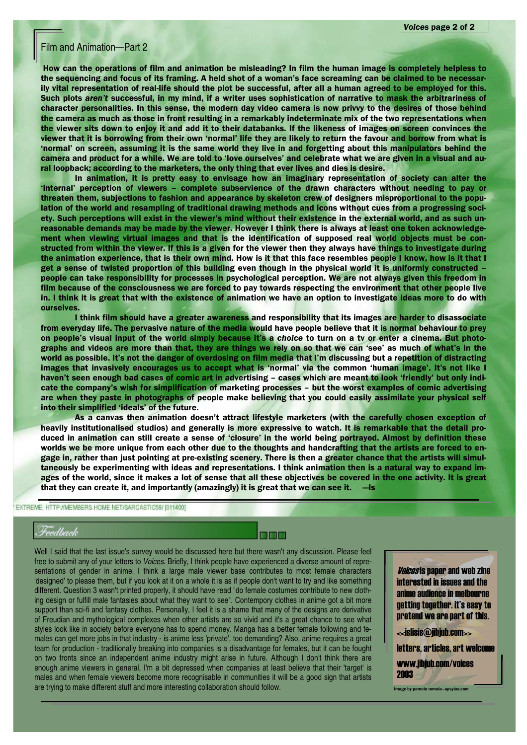## Film and Animation—Part 2

**How can the operations of film and animation be misleading? In film the human image is completely helpless to the sequencing and focus of its framing. A held shot of a woman's face screaming can be claimed to be necessarily vital representation of real-life should the plot be successful, after all a human agreed to be employed for this. Such plots *aren't* successful, in my mind, if a writer uses sophistication of narrative to mask the arbitrariness of character personalities. In this sense, the modern day video camera is now privvy to the desires of those behind the camera as much as those in front resulting in a remarkably indeterminate mix of the two representations when the viewer sits down to enjoy it and add it to their databanks. If the likeness of images on screen convinces the viewer that it is borrowing from their own 'normal' life they are likely to return the favour and borrow from what is 'normal' on screen, assuming it is the same world they live in and forgetting about this manipulators behind the camera and product for a while. We are told to 'love ourselves' and celebrate what we are given in a visual and aural loopback; according to the marketers, the only thing that ever lives and dies is desire.**

**In animation, it is pretty easy to envisage how an imaginary representation of society can alter the 'internal' perception of viewers – complete subservience of the drawn characters without needing to pay or threaten them, subjections to fashion and appearance by skeleton crew of designers misproportional to the population of the world and resampling of traditional drawing methods and icons without cues from a progressing society. Such perceptions will exist in the viewer's mind without their existence in the external world, and as such unreasonable demands may be made by the viewer. However I think there is always at least one token acknowledgement when viewing virtual images and that is the identification of supposed real world objects must be constructed from within the viewer. If this is a given for the viewer then they always have things to investigate during the animation experience, that is their own mind. How is it that this face resembles people I know, how is it that I get a sense of twisted proportion of this building even though in the physical world it is uniformly constructed – people can take responsibility for processes in psychological perception. We are not always given this freedom in film because of the consciousness we are forced to pay towards respecting the environment that other people live in. I think it is great that with the existence of animation we have an option to investigate ideas more to do with ourselves.**

**I think film should have a greater awareness and responsibility that its images are harder to disassociate from everyday life. The pervasive nature of the media would have people believe that it is normal behaviour to prey on people's visual input of the world simply because it's a *choice* to turn on a tv or enter a cinema. But photographs and videos are more than that, they are things we rely on so that we can 'see' as much of what's in the world as possible. It's not the danger of overdosing on film media that I'm discussing but a repetition of distracting images that invasively encourages us to accept what is 'normal' via the common 'human image'. It's not like I haven't seen enough bad cases of comic art in advertising – cases which are meant to look 'friendly' but only indicate the company's wish for simplification of marketing processes – but the worst examples of comic advertising are when they paste in photographs of people make believing that you could easily assimilate your physical self into their simplified 'ideals' of the future.**

**As a canvas then animation doesn't attract lifestyle marketers (with the carefully chosen exception of heavily institutionalised studios) and generally is more expressive to watch. It is remarkable that the detail produced in animation can still create a sense of 'closure' in the world being portrayed. Almost by definition these worlds we be more unique from each other due to the thoughts and handcrafting that the artists are forced to engage in, rather than just pointing at pre-existing scenery. There is then a greater chance that the artists will simultaneously be experimenting with ideas and representations. I think animation then is a natural way to expand images of the world, since it makes a lot of sense that all these objectives be covered in the one activity. It is great that they can create it, and importantly (amazingly) it is great that we can see it. —ls**

EXTREME: HTTP://MEMBERS.HOME.NET/SARCASTIC59/ [011400]

## Feedback

Well I said that the last issue's survey would be discussed here but there wasn't any discussion. Please feel free to submit any of your letters to *Voices*. Briefly, I think people have experienced a diverse amount of representations of gender in anime. I think a large male viewer base contributes to most female characters 'designed' to please them, but if you look at it on a whole it is as if people don't want to try and like something different. Question 3 wasn't printed properly, it should have read "do female costumes contribute to new clothing design or fulfill male fantasies about what they want to see". Contempory clothes in anime got a bit more support than sci-fi and fantasy clothes. Personally, I feel it is a shame that many of the designs are derivative of Freudian and mythological complexes when other artists are so vivid and it's a great chance to see what styles look like in society before everyone has to spend money. Manga has a better female following and females can get more jobs in that industry - is anime less 'private', too demanding? Also, anime requires a great team for production - traditionally breaking into companies is a disadvantage for females, but it can be fought on two fronts since an independent anime industry might arise in future. Although I don't think there are enough anime viewers in general, I'm a bit depressed when companies at least believe that their 'target' is males and when female viewers become more recognisable in communities it will be a good sign that artists are trying to make different stuff and more interesting collaboration should follow.

*Voices* is paper and web zine interested in issues and the anime audience in melbourne getting together. it's easy to pretend we are part of this.

<<islisis@jibjub.com>>

letters, articles, art welcome

www.jibjub.com/voices
2003

image by pamela ramala—apsylus.com